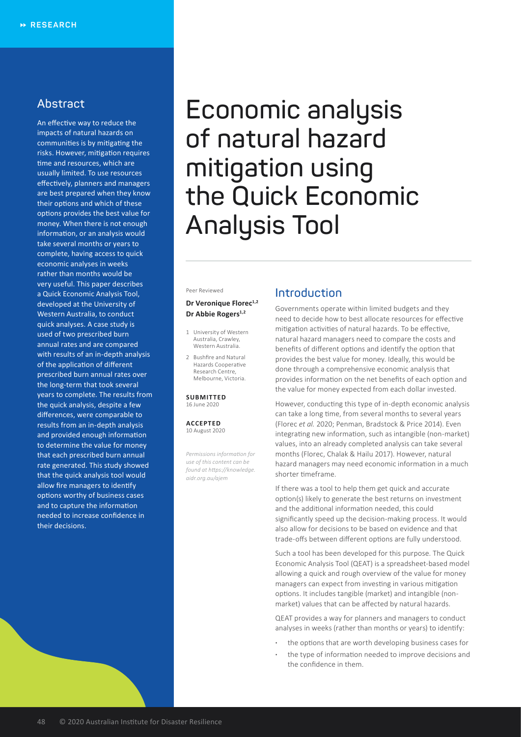# Economic analysis of natural hazard mitigation using the Quick Economic Analysis Tool

Peer Reviewed

**Dr Veronique Florec[1,2]**
**Dr Abbie Rogers[1,2]**

1 University of Western Australia, Crawley, Western Australia.

2 Bushfire and Natural Hazards Cooperative Research Centre, Melbourne, Victoria.

**SUBMITTED**
16 June 2020

**ACCEPTED**
10 August 2020

*Permissions information for use of this content can be found at https://knowledge.aidr.org.au/ajem*

## Abstract

An effective way to reduce the impacts of natural hazards on communities is by mitigating the risks. However, mitigation requires time and resources, which are usually limited. To use resources effectively, planners and managers are best prepared when they know their options and which of these options provides the best value for money. When there is not enough information, or an analysis would take several months or years to complete, having access to quick economic analyses in weeks rather than months would be very useful. This paper describes a Quick Economic Analysis Tool, developed at the University of Western Australia, to conduct quick analyses. A case study is used of two prescribed burn annual rates and are compared with results of an in-depth analysis of the application of different prescribed burn annual rates over the long-term that took several years to complete. The results from the quick analysis, despite a few differences, were comparable to results from an in-depth analysis and provided enough information to determine the value for money that each prescribed burn annual rate generated. This study showed that the quick analysis tool would allow fire managers to identify options worthy of business cases and to capture the information needed to increase confidence in their decisions.

## Introduction

Governments operate within limited budgets and they need to decide how to best allocate resources for effective mitigation activities of natural hazards. To be effective, natural hazard managers need to compare the costs and benefits of different options and identify the option that provides the best value for money. Ideally, this would be done through a comprehensive economic analysis that provides information on the net benefits of each option and the value for money expected from each dollar invested.

However, conducting this type of in-depth economic analysis can take a long time, from several months to several years (Florec *et al.* 2020; Penman, Bradstock & Price 2014). Even integrating new information, such as intangible (non-market) values, into an already completed analysis can take several months (Florec, Chalak & Hailu 2017). However, natural hazard managers may need economic information in a much shorter timeframe.

If there was a tool to help them get quick and accurate option(s) likely to generate the best returns on investment and the additional information needed, this could significantly speed up the decision-making process. It would also allow for decisions to be based on evidence and that trade-offs between different options are fully understood.

Such a tool has been developed for this purpose. The Quick Economic Analysis Tool (QEAT) is a spreadsheet-based model allowing a quick and rough overview of the value for money managers can expect from investing in various mitigation options. It includes tangible (market) and intangible (non-market) values that can be affected by natural hazards.

QEAT provides a way for planners and managers to conduct analyses in weeks (rather than months or years) to identify:

- the options that are worth developing business cases for
- the type of information needed to improve decisions and the confidence in them.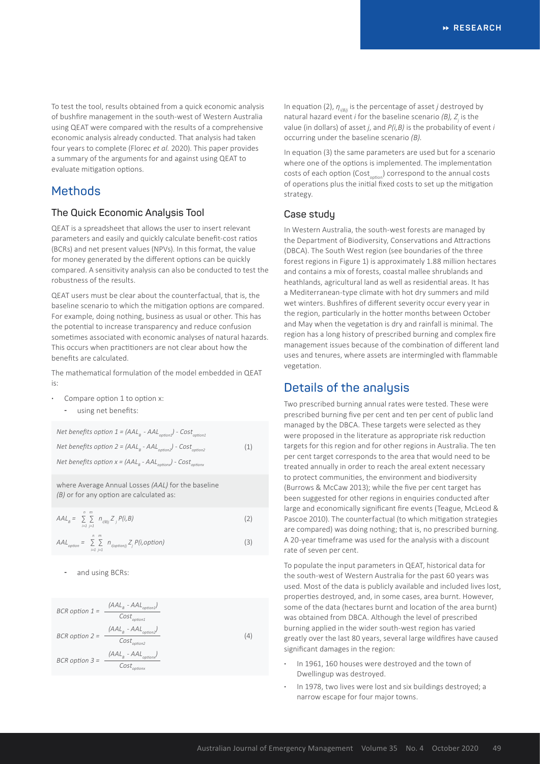To test the tool, results obtained from a quick economic analysis of bushfire management in the south-west of Western Australia using QEAT were compared with the results of a comprehensive economic analysis already conducted. That analysis had taken four years to complete (Florec *et al.* 2020). This paper provides a summary of the arguments for and against using QEAT to evaluate mitigation options.

## Methods

### The Quick Economic Analysis Tool

QEAT is a spreadsheet that allows the user to insert relevant parameters and easily and quickly calculate benefit-cost ratios (BCRs) and net present values (NPVs). In this format, the value for money generated by the different options can be quickly compared. A sensitivity analysis can also be conducted to test the robustness of the results.

QEAT users must be clear about the counterfactual, that is, the baseline scenario to which the mitigation options are compared. For example, doing nothing, business as usual or other. This has the potential to increase transparency and reduce confusion sometimes associated with economic analyses of natural hazards. This occurs when practitioners are not clear about how the benefits are calculated.

The mathematical formulation of the model embedded in QEAT is:

- Compare option 1 to option x:
  - using net benefits:

$$\text{Net benefits option 1} = (AAL_B - AAL_{option1}) - Cost_{option1}$$
$$\text{Net benefits option 2} = (AAL_B - AAL_{option2}) - Cost_{option2} \quad (1)$$
$$\text{Net benefits option x} = (AAL_B - AAL_{optionx}) - Cost_{optionx}$$

where Average Annual Losses *(AAL)* for the baseline *(B)* or for any option are calculated as:

$$AAL_B = \sum_{i=1}^{n} \sum_{j=1}^{m} \eta_{i(B)j} Z_j P(i,B) \quad (2)$$

$$AAL_{option} = \sum_{i=1}^{n} \sum_{j=1}^{m} \eta_{i(option)j} Z_j P(i,option) \quad (3)$$

  - and using BCRs:

$$BCR\ option\ 1 = \frac{(AAL_B - AAL_{option1})}{Cost_{option1}}$$
$$BCR\ option\ 2 = \frac{(AAL_B - AAL_{option2})}{Cost_{option2}} \quad (4)$$
$$BCR\ option\ 3 = \frac{(AAL_B - AAL_{optionx})}{Cost_{optionx}}$$

In equation (2), $\eta_{i(B)j}$ is the percentage of asset *j* destroyed by natural hazard event *i* for the baseline scenario *(B)*, $Z_j$ is the value (in dollars) of asset *j*, and *P(i,B)* is the probability of event *i* occurring under the baseline scenario *(B)*.

In equation (3) the same parameters are used but for a scenario where one of the options is implemented. The implementation costs of each option ($Cost_{option}$) correspond to the annual costs of operations plus the initial fixed costs to set up the mitigation strategy.

### Case study

In Western Australia, the south-west forests are managed by the Department of Biodiversity, Conservations and Attractions (DBCA). The South West region (see boundaries of the three forest regions in Figure 1) is approximately 1.88 million hectares and contains a mix of forests, coastal mallee shrublands and heathlands, agricultural land as well as residential areas. It has a Mediterranean-type climate with hot dry summers and mild wet winters. Bushfires of different severity occur every year in the region, particularly in the hotter months between October and May when the vegetation is dry and rainfall is minimal. The region has a long history of prescribed burning and complex fire management issues because of the combination of different land uses and tenures, where assets are intermingled with flammable vegetation.

## Details of the analysis

Two prescribed burning annual rates were tested. These were prescribed burning five per cent and ten per cent of public land managed by the DBCA. These targets were selected as they were proposed in the literature as appropriate risk reduction targets for this region and for other regions in Australia. The ten per cent target corresponds to the area that would need to be treated annually in order to reach the areal extent necessary to protect communities, the environment and biodiversity (Burrows & McCaw 2013); while the five per cent target has been suggested for other regions in enquiries conducted after large and economically significant fire events (Teague, McLeod & Pascoe 2010). The counterfactual (to which mitigation strategies are compared) was doing nothing; that is, no prescribed burning. A 20-year timeframe was used for the analysis with a discount rate of seven per cent.

To populate the input parameters in QEAT, historical data for the south-west of Western Australia for the past 60 years was used. Most of the data is publicly available and included lives lost, properties destroyed, and, in some cases, area burnt. However, some of the data (hectares burnt and location of the area burnt) was obtained from DBCA. Although the level of prescribed burning applied in the wider south-west region has varied greatly over the last 80 years, several large wildfires have caused significant damages in the region:

- In 1961, 160 houses were destroyed and the town of Dwellingup was destroyed.
- In 1978, two lives were lost and six buildings destroyed; a narrow escape for four major towns.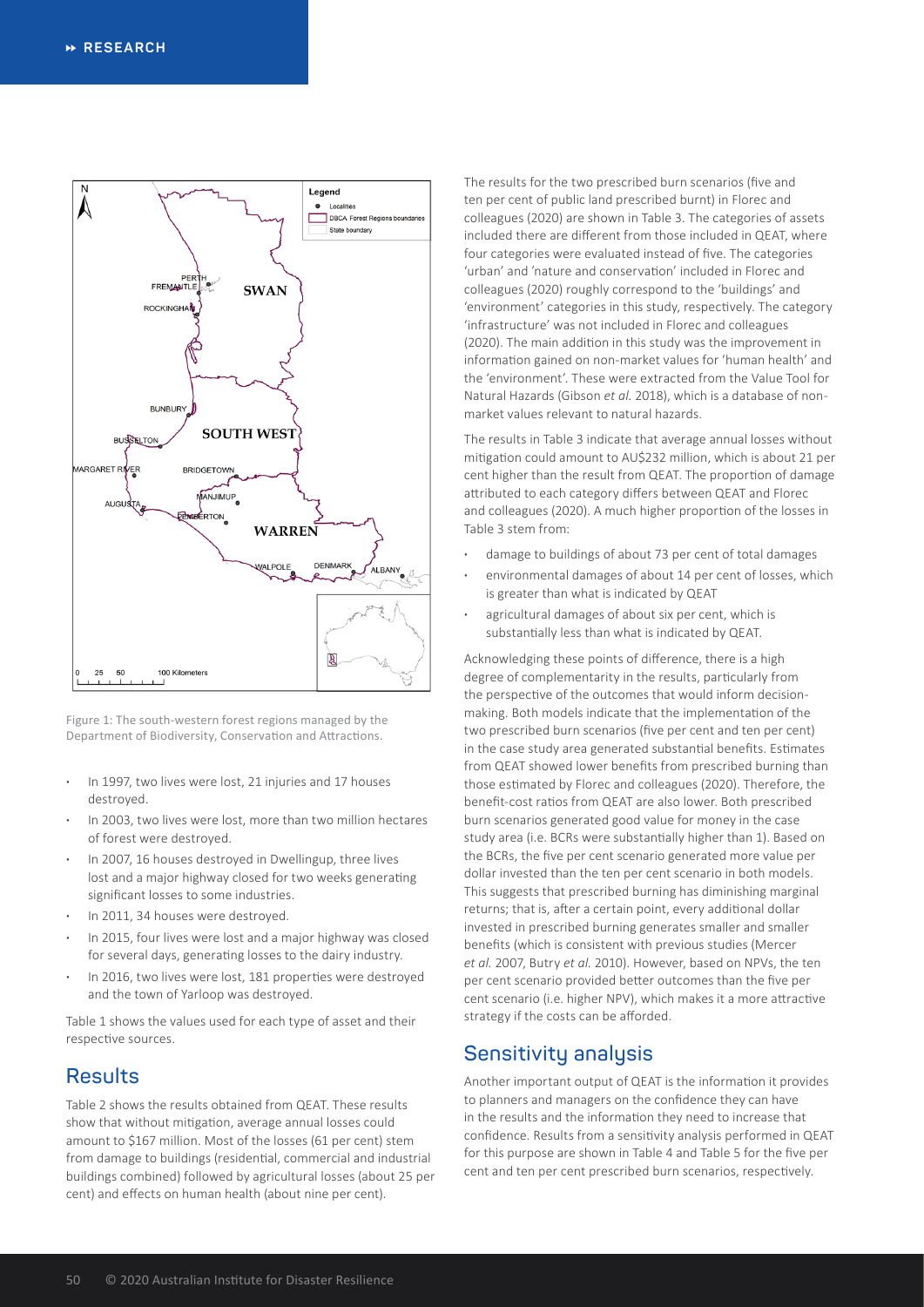Figure 1: The south-western forest regions managed by the Department of Biodiversity, Conservation and Attractions.

- In 1997, two lives were lost, 21 injuries and 17 houses destroyed.
- In 2003, two lives were lost, more than two million hectares of forest were destroyed.
- In 2007, 16 houses destroyed in Dwellingup, three lives lost and a major highway closed for two weeks generating significant losses to some industries.
- In 2011, 34 houses were destroyed.
- In 2015, four lives were lost and a major highway was closed for several days, generating losses to the dairy industry.
- In 2016, two lives were lost, 181 properties were destroyed and the town of Yarloop was destroyed.

Table 1 shows the values used for each type of asset and their respective sources.

## Results

Table 2 shows the results obtained from QEAT. These results show that without mitigation, average annual losses could amount to $167 million. Most of the losses (61 per cent) stem from damage to buildings (residential, commercial and industrial buildings combined) followed by agricultural losses (about 25 per cent) and effects on human health (about nine per cent).

The results for the two prescribed burn scenarios (five and ten per cent of public land prescribed burnt) in Florec and colleagues (2020) are shown in Table 3. The categories of assets included there are different from those included in QEAT, where four categories were evaluated instead of five. The categories 'urban' and 'nature and conservation' included in Florec and colleagues (2020) roughly correspond to the 'buildings' and 'environment' categories in this study, respectively. The category 'infrastructure' was not included in Florec and colleagues (2020). The main addition in this study was the improvement in information gained on non-market values for 'human health' and the 'environment'. These were extracted from the Value Tool for Natural Hazards (Gibson *et al.* 2018), which is a database of non-market values relevant to natural hazards.

The results in Table 3 indicate that average annual losses without mitigation could amount to AU$232 million, which is about 21 per cent higher than the result from QEAT. The proportion of damage attributed to each category differs between QEAT and Florec and colleagues (2020). A much higher proportion of the losses in Table 3 stem from:

- damage to buildings of about 73 per cent of total damages
- environmental damages of about 14 per cent of losses, which is greater than what is indicated by QEAT
- agricultural damages of about six per cent, which is substantially less than what is indicated by QEAT.

Acknowledging these points of difference, there is a high degree of complementarity in the results, particularly from the perspective of the outcomes that would inform decision-making. Both models indicate that the implementation of the two prescribed burn scenarios (five per cent and ten per cent) in the case study area generated substantial benefits. Estimates from QEAT showed lower benefits from prescribed burning than those estimated by Florec and colleagues (2020). Therefore, the benefit-cost ratios from QEAT are also lower. Both prescribed burn scenarios generated good value for money in the case study area (i.e. BCRs were substantially higher than 1). Based on the BCRs, the five per cent scenario generated more value per dollar invested than the ten per cent scenario in both models. This suggests that prescribed burning has diminishing marginal returns; that is, after a certain point, every additional dollar invested in prescribed burning generates smaller and smaller benefits (which is consistent with previous studies (Mercer *et al.* 2007, Butry *et al.* 2010). However, based on NPVs, the ten per cent scenario provided better outcomes than the five per cent scenario (i.e. higher NPV), which makes it a more attractive strategy if the costs can be afforded.

## Sensitivity analysis

Another important output of QEAT is the information it provides to planners and managers on the confidence they can have in the results and the information they need to increase that confidence. Results from a sensitivity analysis performed in QEAT for this purpose are shown in Table 4 and Table 5 for the five per cent and ten per cent prescribed burn scenarios, respectively.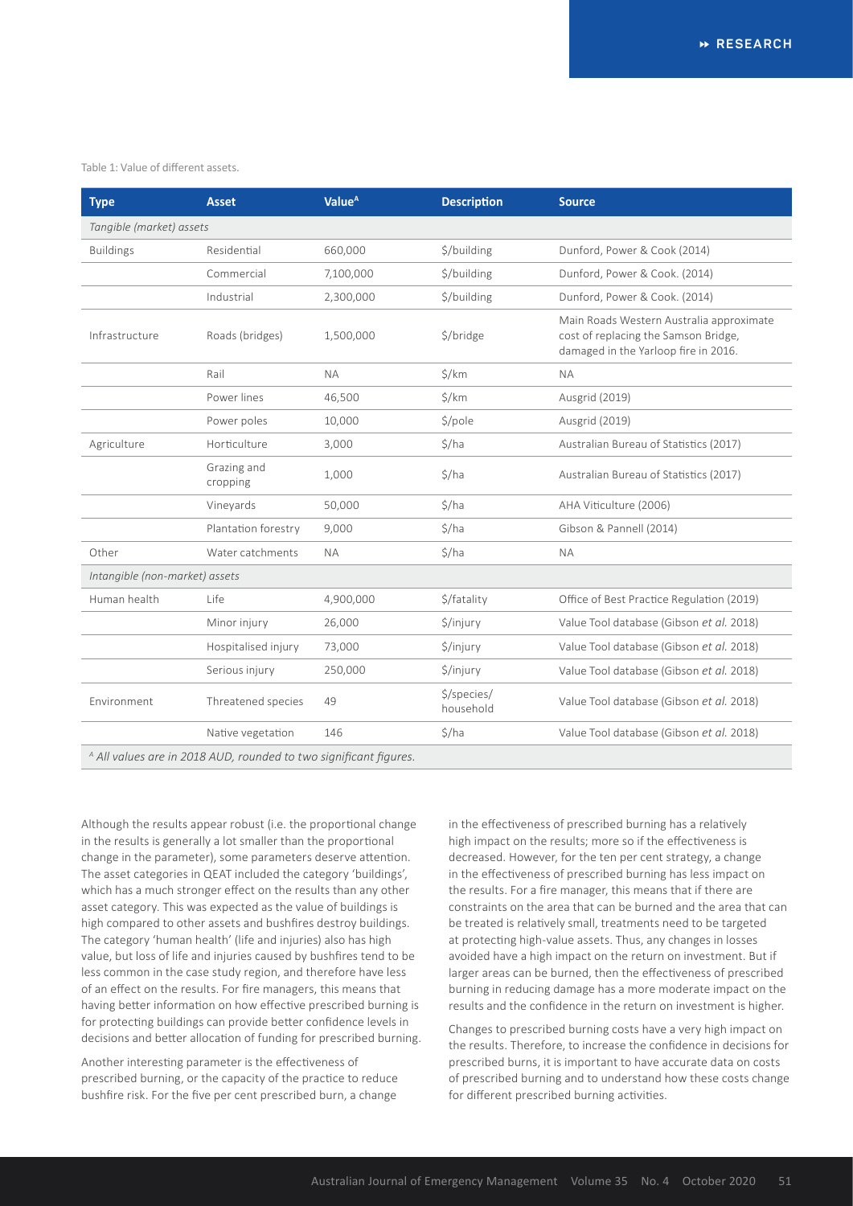Table 1: Value of different assets.

| Type | Asset | Value[A] | Description | Source |
|---|---|---|---|---|
| *Tangible (market) assets* | | | | |
| Buildings | Residential | 660,000 | $/building | Dunford, Power & Cook (2014) |
| | Commercial | 7,100,000 | $/building | Dunford, Power & Cook. (2014) |
| | Industrial | 2,300,000 | $/building | Dunford, Power & Cook. (2014) |
| Infrastructure | Roads (bridges) | 1,500,000 | $/bridge | Main Roads Western Australia approximate cost of replacing the Samson Bridge, damaged in the Yarloop fire in 2016. |
| | Rail | NA | $/km | NA |
| | Power lines | 46,500 | $/km | Ausgrid (2019) |
| | Power poles | 10,000 | $/pole | Ausgrid (2019) |
| Agriculture | Horticulture | 3,000 | $/ha | Australian Bureau of Statistics (2017) |
| | Grazing and cropping | 1,000 | $/ha | Australian Bureau of Statistics (2017) |
| | Vineyards | 50,000 | $/ha | AHA Viticulture (2006) |
| | Plantation forestry | 9,000 | $/ha | Gibson & Pannell (2014) |
| Other | Water catchments | NA | $/ha | NA |
| *Intangible (non-market) assets* | | | | |
| Human health | Life | 4,900,000 | $/fatality | Office of Best Practice Regulation (2019) |
| | Minor injury | 26,000 | $/injury | Value Tool database (Gibson *et al.* 2018) |
| | Hospitalised injury | 73,000 | $/injury | Value Tool database (Gibson *et al.* 2018) |
| | Serious injury | 250,000 | $/injury | Value Tool database (Gibson *et al.* 2018) |
| Environment | Threatened species | 49 | $/species/household | Value Tool database (Gibson *et al.* 2018) |
| | Native vegetation | 146 | $/ha | Value Tool database (Gibson *et al.* 2018) |

[A] *All values are in 2018 AUD, rounded to two significant figures.*

Although the results appear robust (i.e. the proportional change in the results is generally a lot smaller than the proportional change in the parameter), some parameters deserve attention. The asset categories in QEAT included the category 'buildings', which has a much stronger effect on the results than any other asset category. This was expected as the value of buildings is high compared to other assets and bushfires destroy buildings. The category 'human health' (life and injuries) also has high value, but loss of life and injuries caused by bushfires tend to be less common in the case study region, and therefore have less of an effect on the results. For fire managers, this means that having better information on how effective prescribed burning is for protecting buildings can provide better confidence levels in decisions and better allocation of funding for prescribed burning.

Another interesting parameter is the effectiveness of prescribed burning, or the capacity of the practice to reduce bushfire risk. For the five per cent prescribed burn, a change in the effectiveness of prescribed burning has a relatively high impact on the results; more so if the effectiveness is decreased. However, for the ten per cent strategy, a change in the effectiveness of prescribed burning has less impact on the results. For a fire manager, this means that if there are constraints on the area that can be burned and the area that can be treated is relatively small, treatments need to be targeted at protecting high-value assets. Thus, any changes in losses avoided have a high impact on the return on investment. But if larger areas can be burned, then the effectiveness of prescribed burning in reducing damage has a more moderate impact on the results and the confidence in the return on investment is higher.

Changes to prescribed burning costs have a very high impact on the results. Therefore, to increase the confidence in decisions for prescribed burns, it is important to have accurate data on costs of prescribed burning and to understand how these costs change for different prescribed burning activities.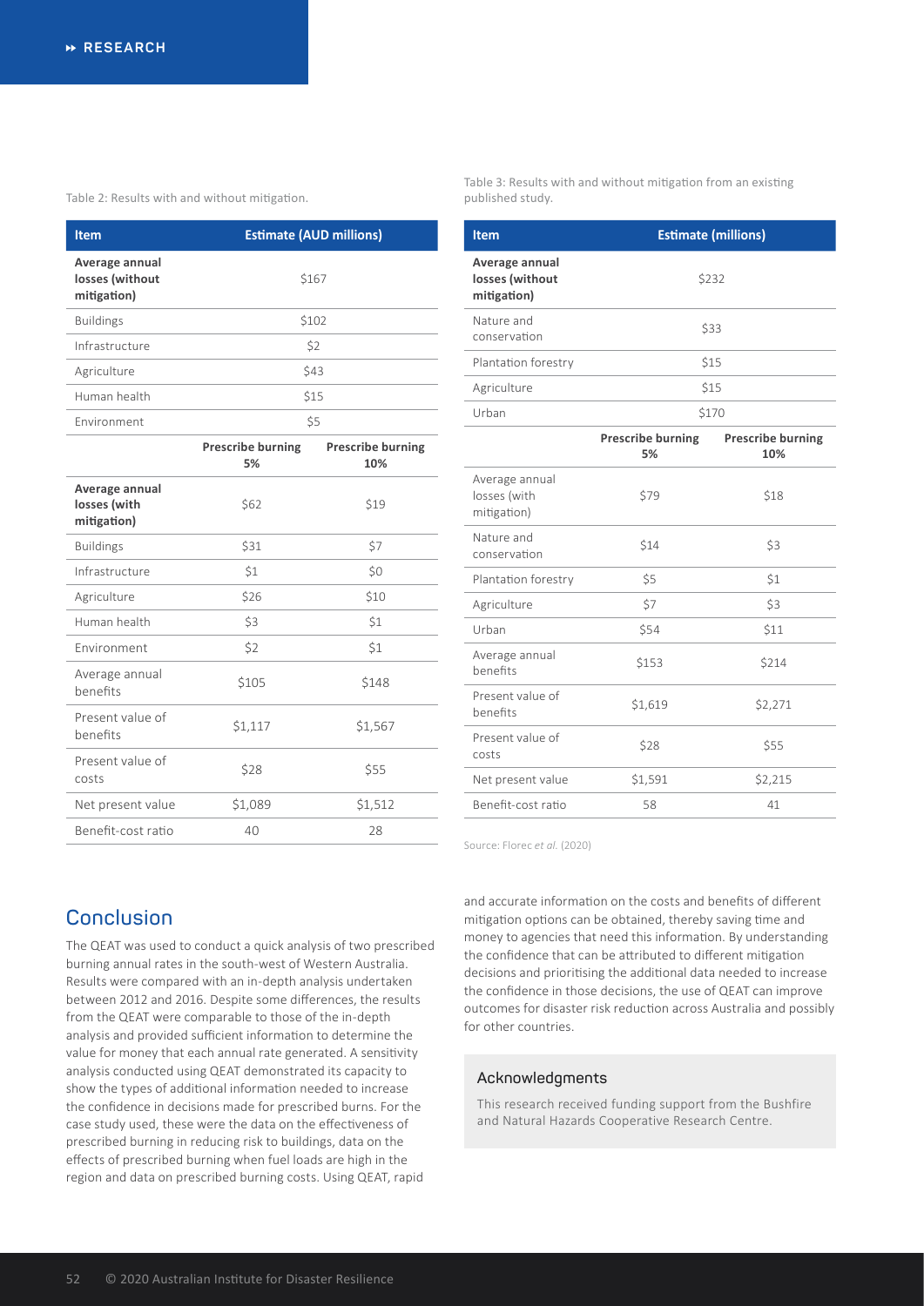Table 2: Results with and without mitigation.

| Item | Estimate (AUD millions) | |
|---|---|---|
| **Average annual losses (without mitigation)** | $167 | |
| Buildings | $102 | |
| Infrastructure | $2 | |
| Agriculture | $43 | |
| Human health | $15 | |
| Environment | $5 | |
| | **Prescribe burning 5%** | **Prescribe burning 10%** |
| **Average annual losses (with mitigation)** | $62 | $19 |
| Buildings | $31 | $7 |
| Infrastructure | $1 | $0 |
| Agriculture | $26 | $10 |
| Human health | $3 | $1 |
| Environment | $2 | $1 |
| Average annual benefits | $105 | $148 |
| Present value of benefits | $1,117 | $1,567 |
| Present value of costs | $28 | $55 |
| Net present value | $1,089 | $1,512 |
| Benefit-cost ratio | 40 | 28 |

Table 3: Results with and without mitigation from an existing published study.

| Item | Estimate (millions) | |
|---|---|---|
| **Average annual losses (without mitigation)** | $232 | |
| Nature and conservation | $33 | |
| Plantation forestry | $15 | |
| Agriculture | $15 | |
| Urban | $170 | |
| | **Prescribe burning 5%** | **Prescribe burning 10%** |
| Average annual losses (with mitigation) | $79 | $18 |
| Nature and conservation | $14 | $3 |
| Plantation forestry | $5 | $1 |
| Agriculture | $7 | $3 |
| Urban | $54 | $11 |
| Average annual benefits | $153 | $214 |
| Present value of benefits | $1,619 | $2,271 |
| Present value of costs | $28 | $55 |
| Net present value | $1,591 | $2,215 |
| Benefit-cost ratio | 58 | 41 |

Source: Florec *et al.* (2020)

## Conclusion

The QEAT was used to conduct a quick analysis of two prescribed burning annual rates in the south-west of Western Australia. Results were compared with an in-depth analysis undertaken between 2012 and 2016. Despite some differences, the results from the QEAT were comparable to those of the in-depth analysis and provided sufficient information to determine the value for money that each annual rate generated. A sensitivity analysis conducted using QEAT demonstrated its capacity to show the types of additional information needed to increase the confidence in decisions made for prescribed burns. For the case study used, these were the data on the effectiveness of prescribed burning in reducing risk to buildings, data on the effects of prescribed burning when fuel loads are high in the region and data on prescribed burning costs. Using QEAT, rapid and accurate information on the costs and benefits of different mitigation options can be obtained, thereby saving time and money to agencies that need this information. By understanding the confidence that can be attributed to different mitigation decisions and prioritising the additional data needed to increase the confidence in those decisions, the use of QEAT can improve outcomes for disaster risk reduction across Australia and possibly for other countries.

### Acknowledgments

This research received funding support from the Bushfire and Natural Hazards Cooperative Research Centre.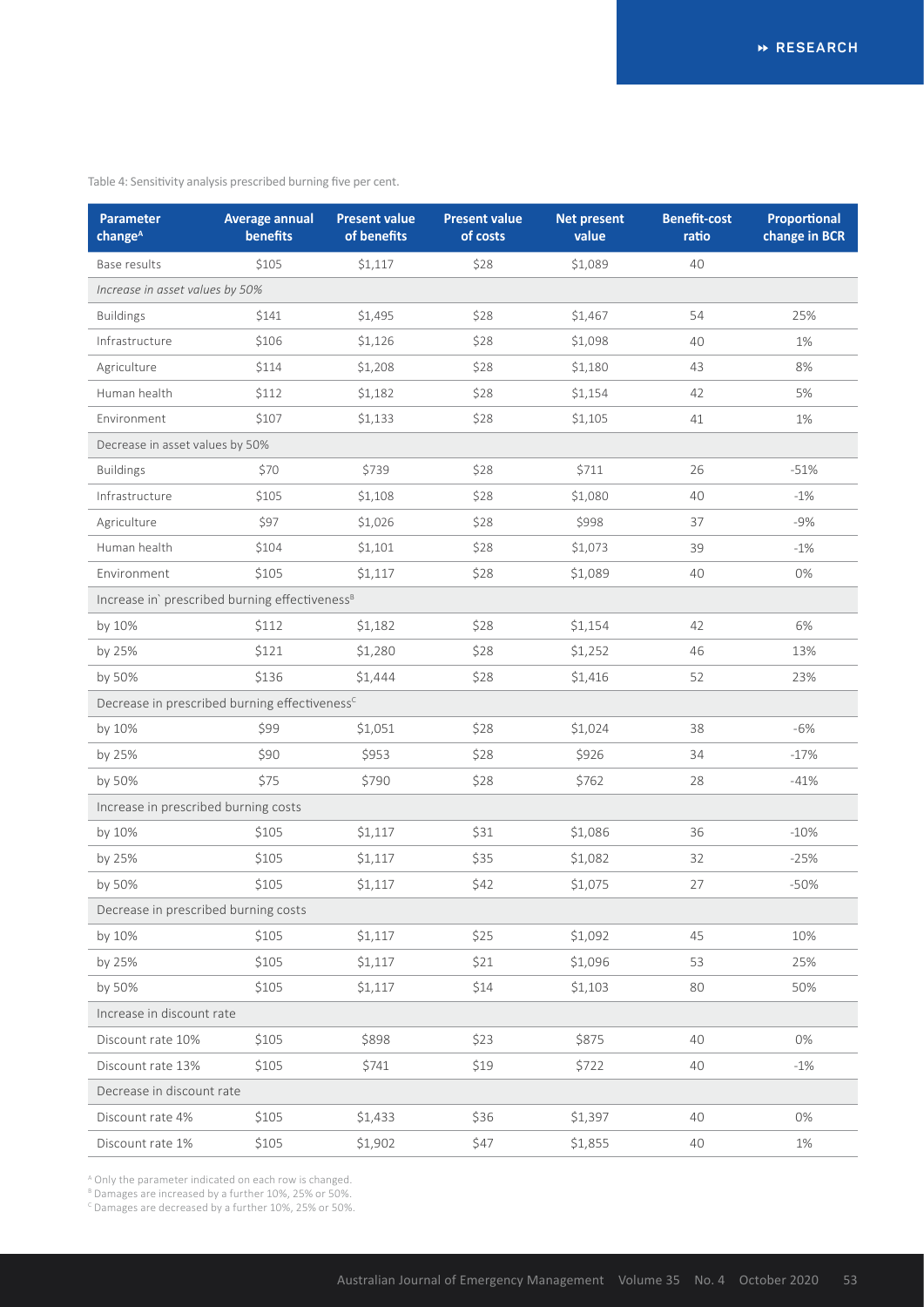Table 4: Sensitivity analysis prescribed burning five per cent.

| Parameter change[A] | Average annual benefits | Present value of benefits | Present value of costs | Net present value | Benefit-cost ratio | Proportional change in BCR |
|---|---|---|---|---|---|---|
| Base results | $105 | $1,117 | $28 | $1,089 | 40 | |
| *Increase in asset values by 50%* | | | | | | |
| Buildings | $141 | $1,495 | $28 | $1,467 | 54 | 25% |
| Infrastructure | $106 | $1,126 | $28 | $1,098 | 40 | 1% |
| Agriculture | $114 | $1,208 | $28 | $1,180 | 43 | 8% |
| Human health | $112 | $1,182 | $28 | $1,154 | 42 | 5% |
| Environment | $107 | $1,133 | $28 | $1,105 | 41 | 1% |
| Decrease in asset values by 50% | | | | | | |
| Buildings | $70 | $739 | $28 | $711 | 26 | -51% |
| Infrastructure | $105 | $1,108 | $28 | $1,080 | 40 | -1% |
| Agriculture | $97 | $1,026 | $28 | $998 | 37 | -9% |
| Human health | $104 | $1,101 | $28 | $1,073 | 39 | -1% |
| Environment | $105 | $1,117 | $28 | $1,089 | 40 | 0% |
| Increase in` prescribed burning effectiveness[B] | | | | | | |
| by 10% | $112 | $1,182 | $28 | $1,154 | 42 | 6% |
| by 25% | $121 | $1,280 | $28 | $1,252 | 46 | 13% |
| by 50% | $136 | $1,444 | $28 | $1,416 | 52 | 23% |
| Decrease in prescribed burning effectiveness[C] | | | | | | |
| by 10% | $99 | $1,051 | $28 | $1,024 | 38 | -6% |
| by 25% | $90 | $953 | $28 | $926 | 34 | -17% |
| by 50% | $75 | $790 | $28 | $762 | 28 | -41% |
| Increase in prescribed burning costs | | | | | | |
| by 10% | $105 | $1,117 | $31 | $1,086 | 36 | -10% |
| by 25% | $105 | $1,117 | $35 | $1,082 | 32 | -25% |
| by 50% | $105 | $1,117 | $42 | $1,075 | 27 | -50% |
| Decrease in prescribed burning costs | | | | | | |
| by 10% | $105 | $1,117 | $25 | $1,092 | 45 | 10% |
| by 25% | $105 | $1,117 | $21 | $1,096 | 53 | 25% |
| by 50% | $105 | $1,117 | $14 | $1,103 | 80 | 50% |
| Increase in discount rate | | | | | | |
| Discount rate 10% | $105 | $898 | $23 | $875 | 40 | 0% |
| Discount rate 13% | $105 | $741 | $19 | $722 | 40 | -1% |
| Decrease in discount rate | | | | | | |
| Discount rate 4% | $105 | $1,433 | $36 | $1,397 | 40 | 0% |
| Discount rate 1% | $105 | $1,902 | $47 | $1,855 | 40 | 1% |

[A] Only the parameter indicated on each row is changed.
[B] Damages are increased by a further 10%, 25% or 50%.
[C] Damages are decreased by a further 10%, 25% or 50%.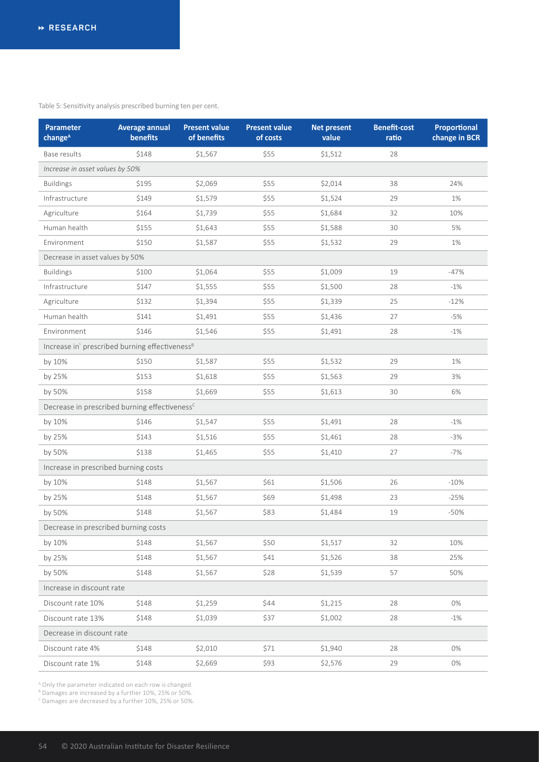Table 5: Sensitivity analysis prescribed burning ten per cent.

| Parameter change[A] | Average annual benefits | Present value of benefits | Present value of costs | Net present value | Benefit-cost ratio | Proportional change in BCR |
|---|---|---|---|---|---|---|
| Base results | $148 | $1,567 | $55 | $1,512 | 28 | |
| *Increase in asset values by 50%* | | | | | | |
| Buildings | $195 | $2,069 | $55 | $2,014 | 38 | 24% |
| Infrastructure | $149 | $1,579 | $55 | $1,524 | 29 | 1% |
| Agriculture | $164 | $1,739 | $55 | $1,684 | 32 | 10% |
| Human health | $155 | $1,643 | $55 | $1,588 | 30 | 5% |
| Environment | $150 | $1,587 | $55 | $1,532 | 29 | 1% |
| Decrease in asset values by 50% | | | | | | |
| Buildings | $100 | $1,064 | $55 | $1,009 | 19 | -47% |
| Infrastructure | $147 | $1,555 | $55 | $1,500 | 28 | -1% |
| Agriculture | $132 | $1,394 | $55 | $1,339 | 25 | -12% |
| Human health | $141 | $1,491 | $55 | $1,436 | 27 | -5% |
| Environment | $146 | $1,546 | $55 | $1,491 | 28 | -1% |
| Increase in` prescribed burning effectiveness[B] | | | | | | |
| by 10% | $150 | $1,587 | $55 | $1,532 | 29 | 1% |
| by 25% | $153 | $1,618 | $55 | $1,563 | 29 | 3% |
| by 50% | $158 | $1,669 | $55 | $1,613 | 30 | 6% |
| Decrease in prescribed burning effectiveness[C] | | | | | | |
| by 10% | $146 | $1,547 | $55 | $1,491 | 28 | -1% |
| by 25% | $143 | $1,516 | $55 | $1,461 | 28 | -3% |
| by 50% | $138 | $1,465 | $55 | $1,410 | 27 | -7% |
| Increase in prescribed burning costs | | | | | | |
| by 10% | $148 | $1,567 | $61 | $1,506 | 26 | -10% |
| by 25% | $148 | $1,567 | $69 | $1,498 | 23 | -25% |
| by 50% | $148 | $1,567 | $83 | $1,484 | 19 | -50% |
| Decrease in prescribed burning costs | | | | | | |
| by 10% | $148 | $1,567 | $50 | $1,517 | 32 | 10% |
| by 25% | $148 | $1,567 | $41 | $1,526 | 38 | 25% |
| by 50% | $148 | $1,567 | $28 | $1,539 | 57 | 50% |
| Increase in discount rate | | | | | | |
| Discount rate 10% | $148 | $1,259 | $44 | $1,215 | 28 | 0% |
| Discount rate 13% | $148 | $1,039 | $37 | $1,002 | 28 | -1% |
| Decrease in discount rate | | | | | | |
| Discount rate 4% | $148 | $2,010 | $71 | $1,940 | 28 | 0% |
| Discount rate 1% | $148 | $2,669 | $93 | $2,576 | 29 | 0% |

[A] Only the parameter indicated on each row is changed.
[B] Damages are increased by a further 10%, 25% or 50%.
[C] Damages are decreased by a further 10%, 25% or 50%.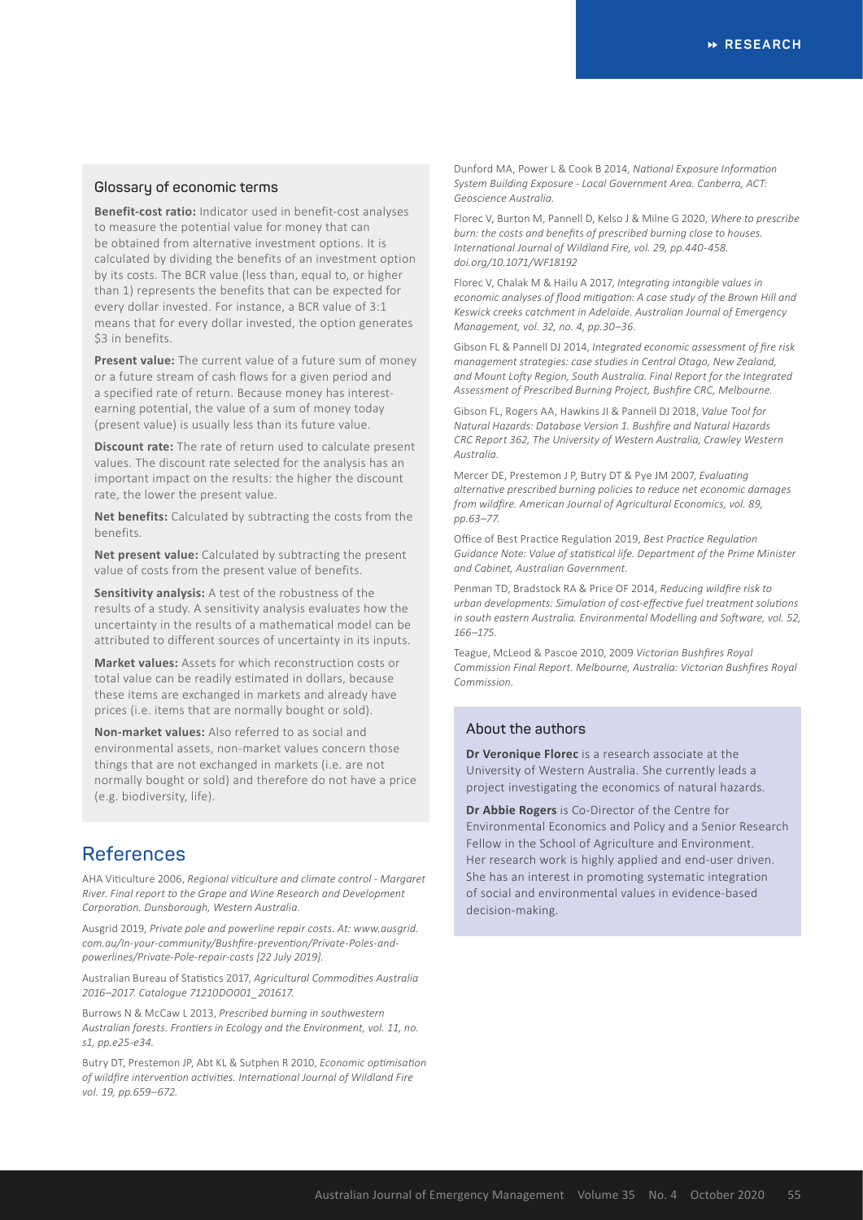### Glossary of economic terms

**Benefit-cost ratio:** Indicator used in benefit-cost analyses to measure the potential value for money that can be obtained from alternative investment options. It is calculated by dividing the benefits of an investment option by its costs. The BCR value (less than, equal to, or higher than 1) represents the benefits that can be expected for every dollar invested. For instance, a BCR value of 3:1 means that for every dollar invested, the option generates $3 in benefits.

**Present value:** The current value of a future sum of money or a future stream of cash flows for a given period and a specified rate of return. Because money has interest-earning potential, the value of a sum of money today (present value) is usually less than its future value.

**Discount rate:** The rate of return used to calculate present values. The discount rate selected for the analysis has an important impact on the results: the higher the discount rate, the lower the present value.

**Net benefits:** Calculated by subtracting the costs from the benefits.

**Net present value:** Calculated by subtracting the present value of costs from the present value of benefits.

**Sensitivity analysis:** A test of the robustness of the results of a study. A sensitivity analysis evaluates how the uncertainty in the results of a mathematical model can be attributed to different sources of uncertainty in its inputs.

**Market values:** Assets for which reconstruction costs or total value can be readily estimated in dollars, because these items are exchanged in markets and already have prices (i.e. items that are normally bought or sold).

**Non-market values:** Also referred to as social and environmental assets, non-market values concern those things that are not exchanged in markets (i.e. are not normally bought or sold) and therefore do not have a price (e.g. biodiversity, life).

## References

AHA Viticulture 2006, *Regional viticulture and climate control - Margaret River. Final report to the Grape and Wine Research and Development Corporation. Dunsborough, Western Australia.*

Ausgrid 2019, *Private pole and powerline repair costs. At: www.ausgrid.com.au/In-your-community/Bushfire-prevention/Private-Poles-and-powerlines/Private-Pole-repair-costs [22 July 2019].*

Australian Bureau of Statistics 2017, *Agricultural Commodities Australia 2016–2017. Catalogue 71210DO001_201617.*

Burrows N & McCaw L 2013, *Prescribed burning in southwestern Australian forests. Frontiers in Ecology and the Environment, vol. 11, no. s1, pp.e25-e34.*

Butry DT, Prestemon JP, Abt KL & Sutphen R 2010, *Economic optimisation of wildfire intervention activities. International Journal of Wildland Fire vol. 19, pp.659–672.*

Dunford MA, Power L & Cook B 2014, *National Exposure Information System Building Exposure - Local Government Area. Canberra, ACT: Geoscience Australia.*

Florec V, Burton M, Pannell D, Kelso J & Milne G 2020, *Where to prescribe burn: the costs and benefits of prescribed burning close to houses. International Journal of Wildland Fire, vol. 29, pp.440-458. doi.org/10.1071/WF18192*

Florec V, Chalak M & Hailu A 2017, *Integrating intangible values in economic analyses of flood mitigation: A case study of the Brown Hill and Keswick creeks catchment in Adelaide. Australian Journal of Emergency Management, vol. 32, no. 4, pp.30–36.*

Gibson FL & Pannell DJ 2014, *Integrated economic assessment of fire risk management strategies: case studies in Central Otago, New Zealand, and Mount Lofty Region, South Australia. Final Report for the Integrated Assessment of Prescribed Burning Project, Bushfire CRC, Melbourne.*

Gibson FL, Rogers AA, Hawkins JI & Pannell DJ 2018, *Value Tool for Natural Hazards: Database Version 1. Bushfire and Natural Hazards CRC Report 362, The University of Western Australia, Crawley Western Australia.*

Mercer DE, Prestemon J P, Butry DT & Pye JM 2007, *Evaluating alternative prescribed burning policies to reduce net economic damages from wildfire. American Journal of Agricultural Economics, vol. 89, pp.63–77.*

Office of Best Practice Regulation 2019, *Best Practice Regulation Guidance Note: Value of statistical life. Department of the Prime Minister and Cabinet, Australian Government.*

Penman TD, Bradstock RA & Price OF 2014, *Reducing wildfire risk to urban developments: Simulation of cost-effective fuel treatment solutions in south eastern Australia. Environmental Modelling and Software, vol. 52, 166–175.*

Teague, McLeod & Pascoe 2010, 2009 *Victorian Bushfires Royal Commission Final Report. Melbourne, Australia: Victorian Bushfires Royal Commission.*

### About the authors

**Dr Veronique Florec** is a research associate at the University of Western Australia. She currently leads a project investigating the economics of natural hazards.

**Dr Abbie Rogers** is Co-Director of the Centre for Environmental Economics and Policy and a Senior Research Fellow in the School of Agriculture and Environment. Her research work is highly applied and end-user driven. She has an interest in promoting systematic integration of social and environmental values in evidence-based decision-making.